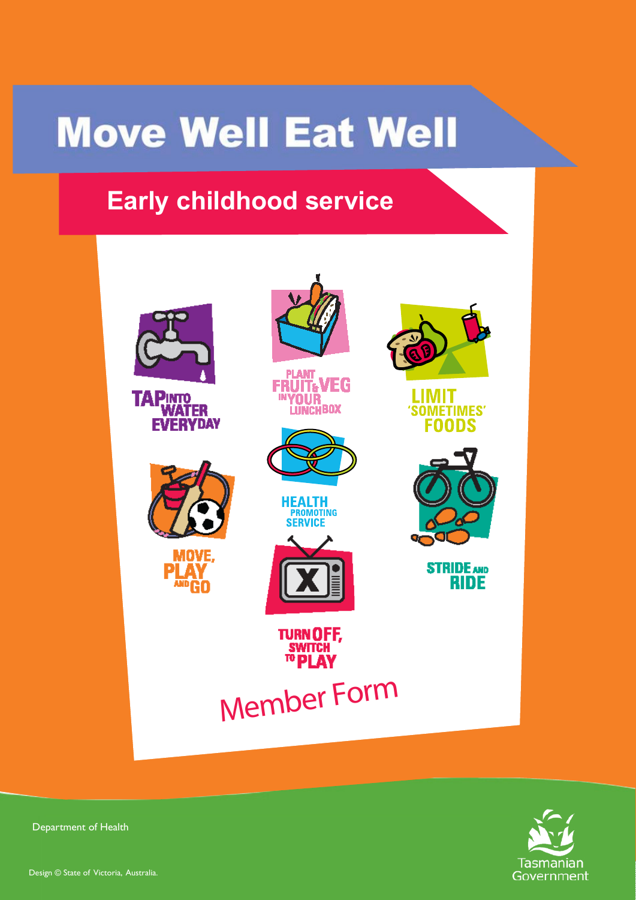# Move Well Eat Well

## Early childhood service

TAP INTO WATER EVERYDAY

PLANT FRUIT & VEG IN YOUR LUNCHBOX

LIMIT 'SOMETIMES' FOODS

HEALTH PROMOTING SERVICE

MOVE, PLAY AND GO

STRIDE AND RIDE

TURN OFF, SWITCH TO PLAY

Member Form

Department of Health

Design © State of Victoria, Australia.

Tasmanian Government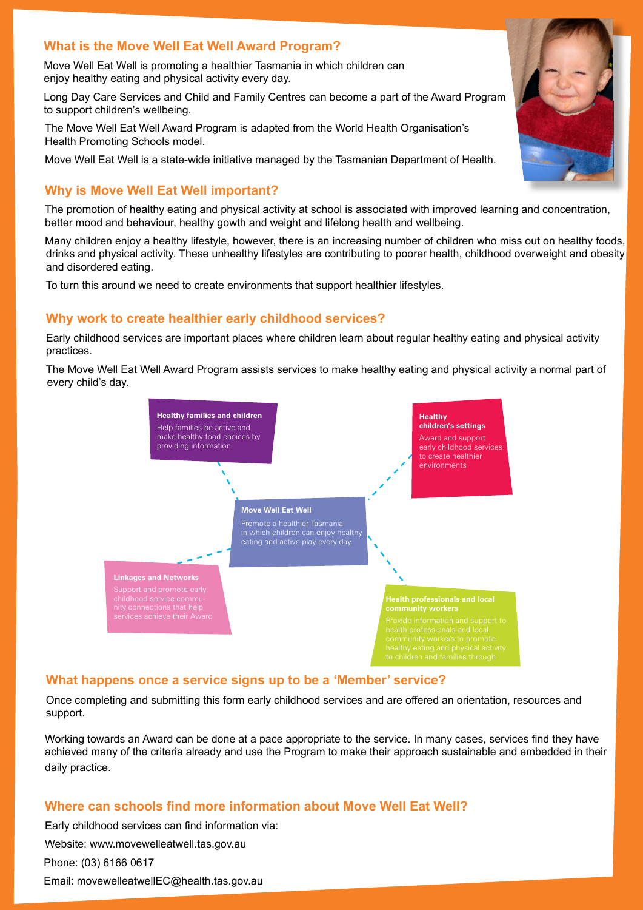## What is the Move Well Eat Well Award Program?

Move Well Eat Well is promoting a healthier Tasmania in which children can enjoy healthy eating and physical activity every day.

Long Day Care Services and Child and Family Centres can become a part of the Award Program to support children's wellbeing.

The Move Well Eat Well Award Program is adapted from the World Health Organisation's Health Promoting Schools model.

Move Well Eat Well is a state-wide initiative managed by the Tasmanian Department of Health.

## Why is Move Well Eat Well important?

The promotion of healthy eating and physical activity at school is associated with improved learning and concentration, better mood and behaviour, healthy gowth and weight and lifelong health and wellbeing.

Many children enjoy a healthy lifestyle, however, there is an increasing number of children who miss out on healthy foods, drinks and physical activity. These unhealthy lifestyles are contributing to poorer health, childhood overweight and obesity and disordered eating.

To turn this around we need to create environments that support healthier lifestyles.

## Why work to create healthier early childhood services?

Early childhood services are important places where children learn about regular healthy eating and physical activity practices.

The Move Well Eat Well Award Program assists services to make healthy eating and physical activity a normal part of every child's day.

**Healthy families and children**
Help families be active and make healthy food choices by providing information.

**Healthy children's settings**
Award and support early childhood services to create healthier environments

**Move Well Eat Well**
Promote a healthier Tasmania in which children can enjoy healthy eating and active play every day

**Linkages and Networks**
Support and promote early childhood service community connections that help services achieve their Award

**Health professionals and local community workers**
Provide information and support to health professionals and local community workers to promote healthy eating and physical activity to children and families through

## What happens once a service signs up to be a 'Member' service?

Once completing and submitting this form early childhood services and are offered an orientation, resources and support.

Working towards an Award can be done at a pace appropriate to the service. In many cases, services find they have achieved many of the criteria already and use the Program to make their approach sustainable and embedded in their daily practice.

## Where can schools find more information about Move Well Eat Well?

Early childhood services can find information via:

Website: www.movewelleatwell.tas.gov.au

Phone: (03) 6166 0617

Email: movewelleatwellEC@health.tas.gov.au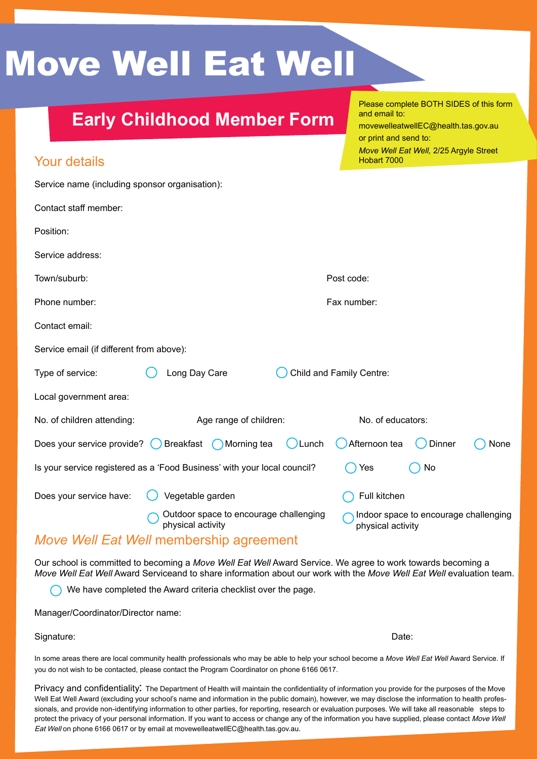# Move Well Eat Well

## Early Childhood Member Form

Please complete BOTH SIDES of this form and email to:
movewelleatwellEC@health.tas.gov.au
or print and send to:
*Move Well Eat Well,* 2/25 Argyle Street Hobart 7000

## Your details

Service name (including sponsor organisation):

Contact staff member:

Position:

Service address:

Town/suburb: Post code:

Phone number: Fax number:

Contact email:

Service email (if different from above):

Type of service: ◯ Long Day Care ◯ Child and Family Centre:

Local government area:

No. of children attending: Age range of children: No. of educators:

Does your service provide? ◯ Breakfast ◯ Morning tea ◯ Lunch ◯ Afternoon tea ◯ Dinner ◯ None

Is your service registered as a 'Food Business' with your local council? ◯ Yes ◯ No

Does your service have: ◯ Vegetable garden ◯ Full kitchen ◯ Outdoor space to encourage challenging physical activity ◯ Indoor space to encourage challenging physical activity

## *Move Well Eat Well* membership agreement

Our school is committed to becoming a *Move Well Eat Well* Award Service. We agree to work towards becoming a *Move Well Eat Well* Award Serviceand to share information about our work with the *Move Well Eat Well* evaluation team.

◯ We have completed the Award criteria checklist over the page.

Manager/Coordinator/Director name:

Signature: Date:

In some areas there are local community health professionals who may be able to help your school become a *Move Well Eat Well* Award Service. If you do not wish to be contacted, please contact the Program Coordinator on phone 6166 0617.

Privacy and confidentiality: The Department of Health will maintain the confidentiality of information you provide for the purposes of the Move Well Eat Well Award (excluding your school's name and information in the public domain), however, we may disclose the information to health professionals, and provide non-identifying information to other parties, for reporting, research or evaluation purposes. We will take all reasonable steps to protect the privacy of your personal information. If you want to access or change any of the information you have supplied, please contact *Move Well Eat Well* on phone 6166 0617 or by email at movewelleatwellEC@health.tas.gov.au.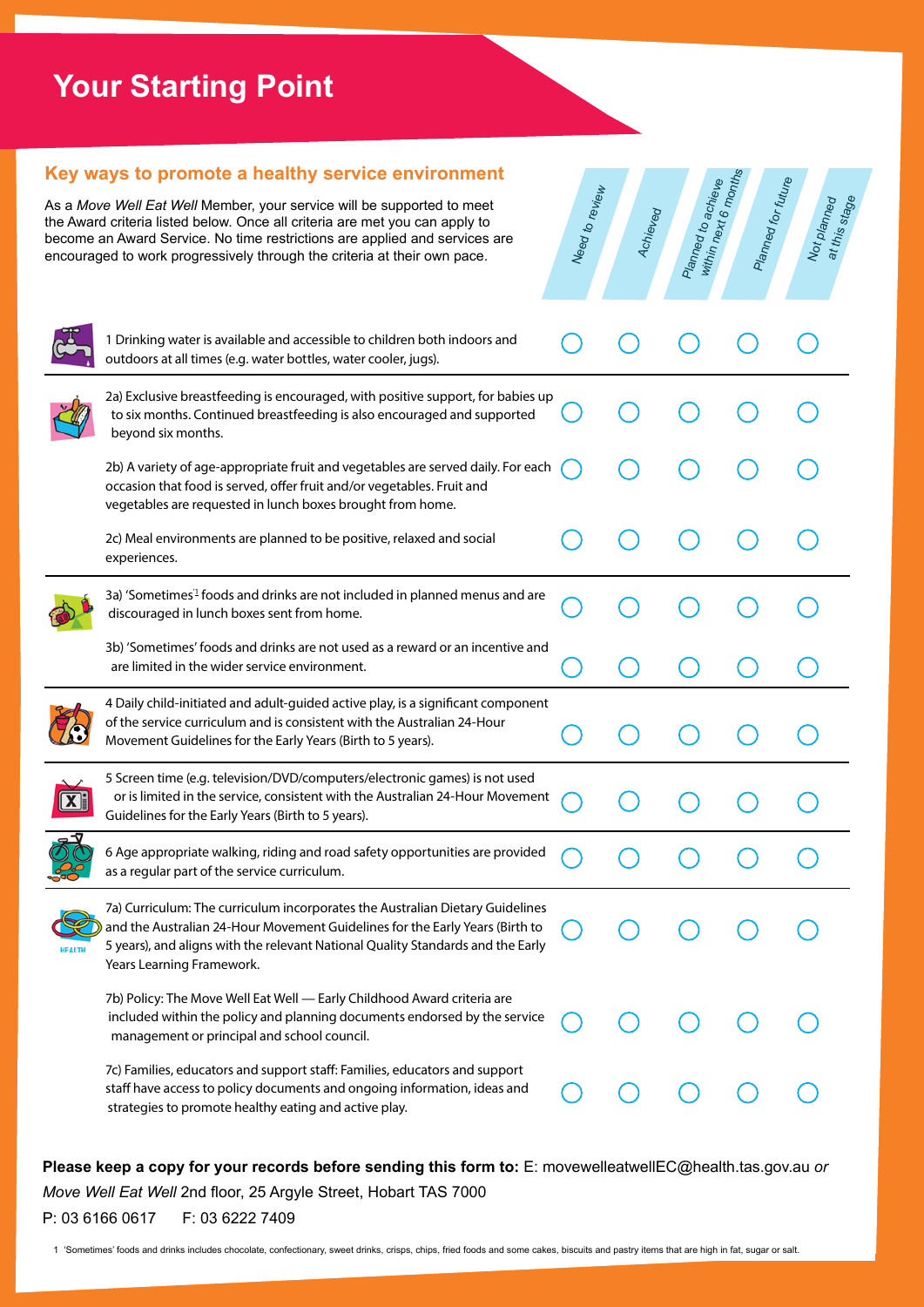# Your Starting Point

## Key ways to promote a healthy service environment

As a *Move Well Eat Well* Member, your service will be supported to meet the Award criteria listed below. Once all criteria are met you can apply to become an Award Service. No time restrictions are applied and services are encouraged to work progressively through the criteria at their own pace.

| Criteria | *Need to review* | *Achieved* | *Planned to achieve within next 6 months* | *Planned for future* | *Not planned at this stage* |
|---|---|---|---|---|---|
| 1 Drinking water is available and accessible to children both indoors and outdoors at all times (e.g. water bottles, water cooler, jugs). | ◯ | ◯ | ◯ | ◯ | ◯ |
| 2a) Exclusive breastfeeding is encouraged, with positive support, for babies up to six months. Continued breastfeeding is also encouraged and supported beyond six months. | ◯ | ◯ | ◯ | ◯ | ◯ |
| 2b) A variety of age-appropriate fruit and vegetables are served daily. For each occasion that food is served, offer fruit and/or vegetables. Fruit and vegetables are requested in lunch boxes brought from home. | ◯ | ◯ | ◯ | ◯ | ◯ |
| 2c) Meal environments are planned to be positive, relaxed and social experiences. | ◯ | ◯ | ◯ | ◯ | ◯ |
| 3a) 'Sometimes'[1] foods and drinks are not included in planned menus and are discouraged in lunch boxes sent from home. | ◯ | ◯ | ◯ | ◯ | ◯ |
| 3b) 'Sometimes' foods and drinks are not used as a reward or an incentive and are limited in the wider service environment. | ◯ | ◯ | ◯ | ◯ | ◯ |
| 4 Daily child-initiated and adult-guided active play, is a significant component of the service curriculum and is consistent with the Australian 24-Hour Movement Guidelines for the Early Years (Birth to 5 years). | ◯ | ◯ | ◯ | ◯ | ◯ |
| 5 Screen time (e.g. television/DVD/computers/electronic games) is not used or is limited in the service, consistent with the Australian 24-Hour Movement Guidelines for the Early Years (Birth to 5 years). | ◯ | ◯ | ◯ | ◯ | ◯ |
| 6 Age appropriate walking, riding and road safety opportunities are provided as a regular part of the service curriculum. | ◯ | ◯ | ◯ | ◯ | ◯ |
| 7a) Curriculum: The curriculum incorporates the Australian Dietary Guidelines and the Australian 24-Hour Movement Guidelines for the Early Years (Birth to 5 years), and aligns with the relevant National Quality Standards and the Early Years Learning Framework. | ◯ | ◯ | ◯ | ◯ | ◯ |
| 7b) Policy: The Move Well Eat Well — Early Childhood Award criteria are included within the policy and planning documents endorsed by the service management or principal and school council. | ◯ | ◯ | ◯ | ◯ | ◯ |
| 7c) Families, educators and support staff: Families, educators and support staff have access to policy documents and ongoing information, ideas and strategies to promote healthy eating and active play. | ◯ | ◯ | ◯ | ◯ | ◯ |

**Please keep a copy for your records before sending this form to:** E: movewelleatwellEC@health.tas.gov.au *or*
*Move Well Eat Well* 2nd floor, 25 Argyle Street, Hobart TAS 7000
P: 03 6166 0617 F: 03 6222 7409

1 'Sometimes' foods and drinks includes chocolate, confectionary, sweet drinks, crisps, chips, fried foods and some cakes, biscuits and pastry items that are high in fat, sugar or salt.